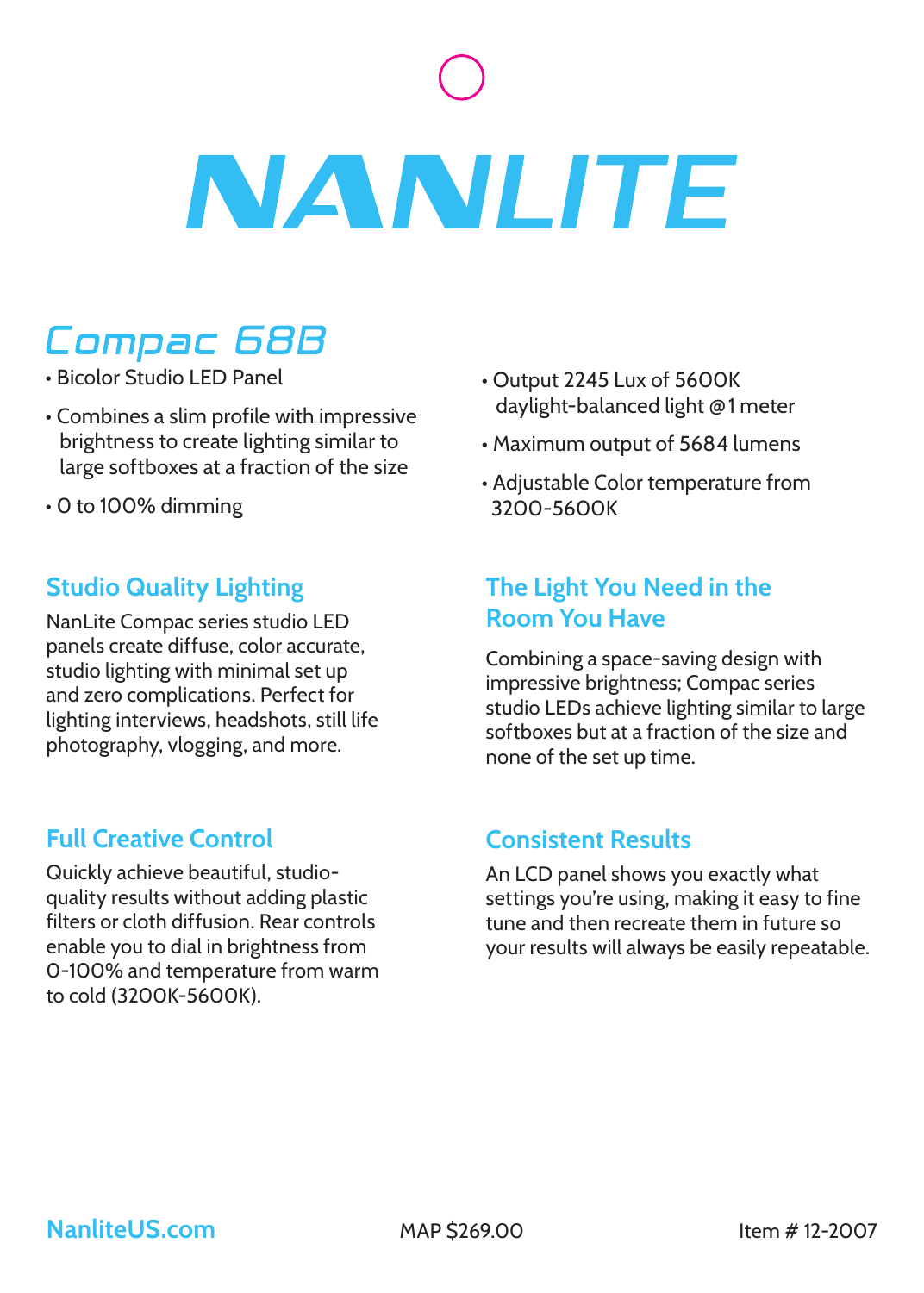# NANLITE

## Compac 68B

- Bicolor Studio LED Panel
- Combines a slim profile with impressive brightness to create lighting similar to large softboxes at a fraction of the size
- 0 to 100% dimming
- Output 2245 Lux of 5600K daylight-balanced light @1 meter
- Maximum output of 5684 lumens
- Adjustable Color temperature from 3200-5600K

### Studio Quality Lighting

NanLite Compac series studio LED panels create diffuse, color accurate, studio lighting with minimal set up and zero complications. Perfect for lighting interviews, headshots, still life photography, vlogging, and more.

### Full Creative Control

Quickly achieve beautiful, studio-quality results without adding plastic filters or cloth diffusion. Rear controls enable you to dial in brightness from 0-100% and temperature from warm to cold (3200K-5600K).

### The Light You Need in the Room You Have

Combining a space-saving design with impressive brightness; Compac series studio LEDs achieve lighting similar to large softboxes but at a fraction of the size and none of the set up time.

### Consistent Results

An LCD panel shows you exactly what settings you're using, making it easy to fine tune and then recreate them in future so your results will always be easily repeatable.

NanliteUS.com

MAP $269.00

Item # 12-2007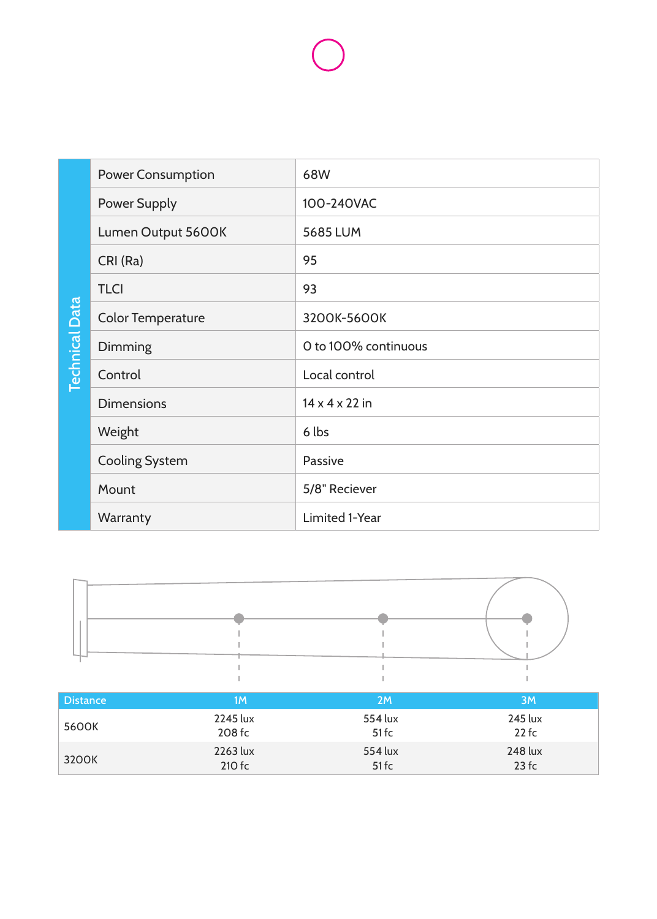## Technical Data

| | |
|---|---|
| Power Consumption | 68W |
| Power Supply | 100-240VAC |
| Lumen Output 5600K | 5685 LUM |
| CRI (Ra) | 95 |
| TLCI | 93 |
| Color Temperature | 3200K-5600K |
| Dimming | 0 to 100% continuous |
| Control | Local control |
| Dimensions | 14 x 4 x 22 in |
| Weight | 6 lbs |
| Cooling System | Passive |
| Mount | 5/8" Reciever |
| Warranty | Limited 1-Year |

| Distance | 1M | 2M | 3M |
|---|---|---|---|
| 5600K | 2245 lux<br>208 fc | 554 lux<br>51 fc | 245 lux<br>22 fc |
| 3200K | 2263 lux<br>210 fc | 554 lux<br>51 fc | 248 lux<br>23 fc |